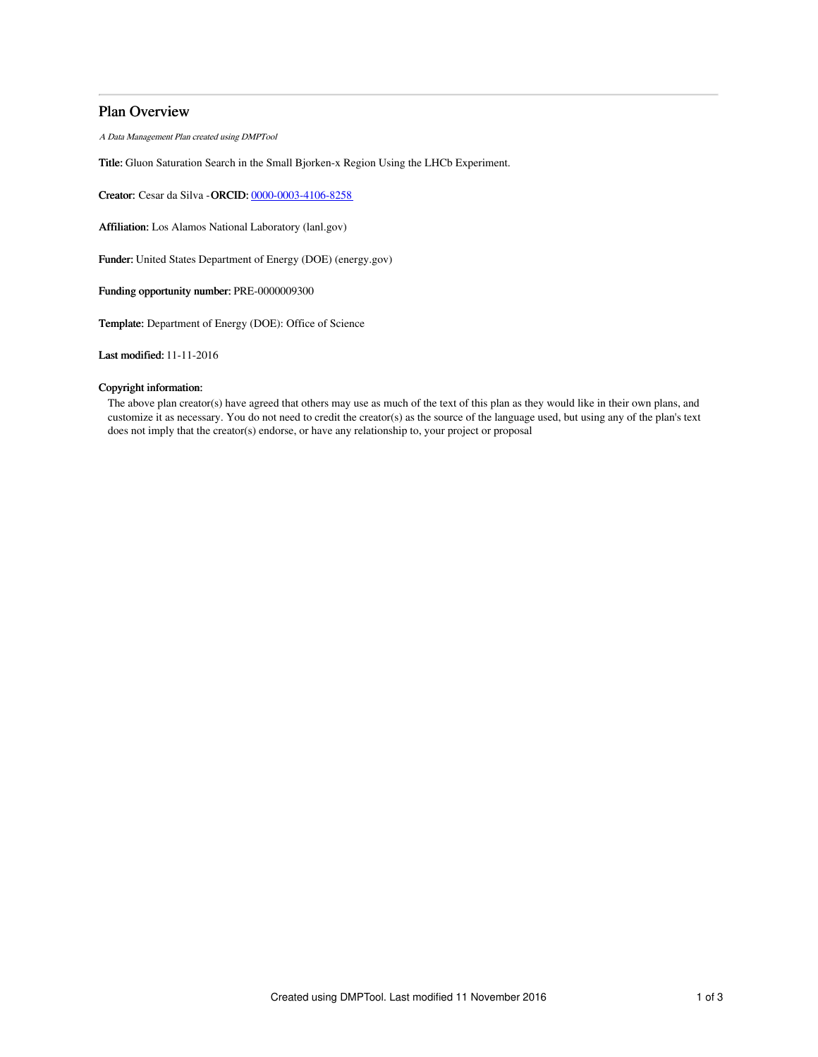## Plan Overview

*A Data Management Plan created using DMPTool*

**Title:** Gluon Saturation Search in the Small Bjorken-x Region Using the LHCb Experiment.

**Creator:** Cesar da Silva -**ORCID:** [0000-0003-4106-8258](https://orcid.org/0000-0003-4106-8258)

**Affiliation:** Los Alamos National Laboratory (lanl.gov)

**Funder:** United States Department of Energy (DOE) (energy.gov)

**Funding opportunity number:** PRE-0000009300

**Template:** Department of Energy (DOE): Office of Science

**Last modified:** 11-11-2016

**Copyright information:**

The above plan creator(s) have agreed that others may use as much of the text of this plan as they would like in their own plans, and customize it as necessary. You do not need to credit the creator(s) as the source of the language used, but using any of the plan's text does not imply that the creator(s) endorse, or have any relationship to, your project or proposal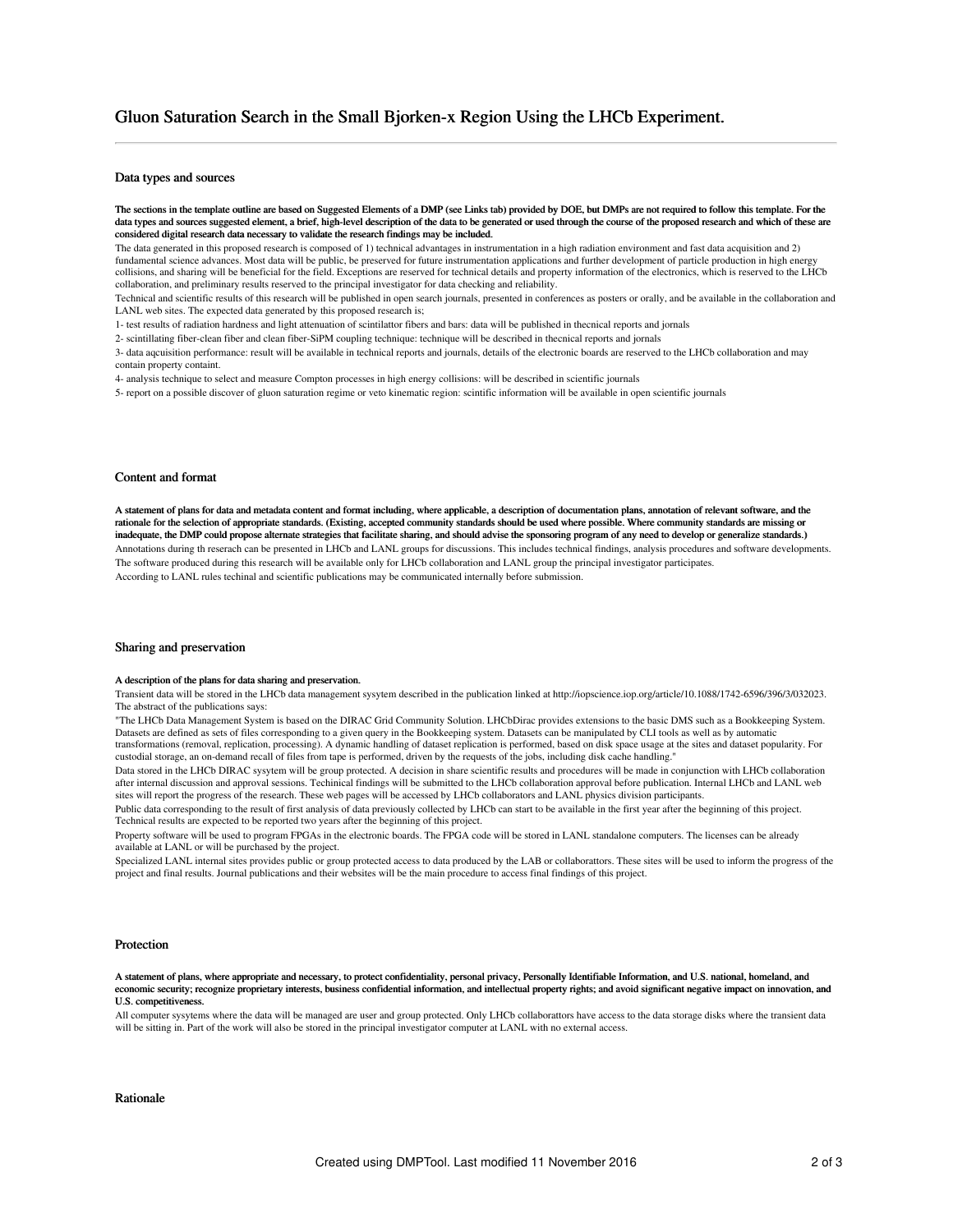# Gluon Saturation Search in the Small Bjorken-x Region Using the LHCb Experiment.

## Data types and sources

**The sections in the template outline are based on Suggested Elements of a DMP (see Links tab) provided by DOE, but DMPs are not required to follow this template. For the data types and sources suggested element, a brief, high-level description of the data to be generated or used through the course of the proposed research and which of these are considered digital research data necessary to validate the research findings may be included.**

The data generated in this proposed research is composed of 1) technical advantages in instrumentation in a high radiation environment and fast data acquisition and 2) fundamental science advances. Most data will be public, be preserved for future instrumentation applications and further development of particle production in high energy collisions, and sharing will be beneficial for the field. Exceptions are reserved for technical details and property information of the electronics, which is reserved to the LHCb collaboration, and preliminary results reserved to the principal investigator for data checking and reliability.

Technical and scientific results of this research will be published in open search journals, presented in conferences as posters or orally, and be available in the collaboration and LANL web sites. The expected data generated by this proposed research is;

1- test results of radiation hardness and light attenuation of scintilattor fibers and bars: data will be published in thecnical reports and jornals

2- scintillating fiber-clean fiber and clean fiber-SiPM coupling technique: technique will be described in thecnical reports and jornals

3- data aqcuisition performance: result will be available in technical reports and journals, details of the electronic boards are reserved to the LHCb collaboration and may contain property containt.

4- analysis technique to select and measure Compton processes in high energy collisions: will be described in scientific journals

5- report on a possible discover of gluon saturation regime or veto kinematic region: scintific information will be available in open scientific journals

## Content and format

**A statement of plans for data and metadata content and format including, where applicable, a description of documentation plans, annotation of relevant software, and the rationale for the selection of appropriate standards. (Existing, accepted community standards should be used where possible. Where community standards are missing or inadequate, the DMP could propose alternate strategies that facilitate sharing, and should advise the sponsoring program of any need to develop or generalize standards.)**

Annotations during th reserach can be presented in LHCb and LANL groups for discussions. This includes technical findings, analysis procedures and software developments.

The software produced during this research will be available only for LHCb collaboration and LANL group the principal investigator participates.

According to LANL rules techinal and scientific publications may be communicated internally before submission.

## Sharing and preservation

**A description of the plans for data sharing and preservation.**

Transient data will be stored in the LHCb data management sysytem described in the publication linked at http://iopscience.iop.org/article/10.1088/1742-6596/396/3/032023. The abstract of the publications says:

"The LHCb Data Management System is based on the DIRAC Grid Community Solution. LHCbDirac provides extensions to the basic DMS such as a Bookkeeping System. Datasets are defined as sets of files corresponding to a given query in the Bookkeeping system. Datasets can be manipulated by CLI tools as well as by automatic transformations (removal, replication, processing). A dynamic handling of dataset replication is performed, based on disk space usage at the sites and dataset popularity. For custodial storage, an on-demand recall of files from tape is performed, driven by the requests of the jobs, including disk cache handling."

Data stored in the LHCb DIRAC sysytem will be group protected. A decision in share scientific results and procedures will be made in conjunction with LHCb collaboration after internal discussion and approval sessions. Techinical findings will be submitted to the LHCb collaboration approval before publication. Internal LHCb and LANL web sites will report the progress of the research. These web pages will be accessed by LHCb collaborators and LANL physics division participants.

Public data corresponding to the result of first analysis of data previously collected by LHCb can start to be available in the first year after the beginning of this project. Technical results are expected to be reported two years after the beginning of this project.

Property software will be used to program FPGAs in the electronic boards. The FPGA code will be stored in LANL standalone computers. The licenses can be already available at LANL or will be purchased by the project.

Specialized LANL internal sites provides public or group protected access to data produced by the LAB or collaborattors. These sites will be used to inform the progress of the project and final results. Journal publications and their websites will be the main procedure to access final findings of this project.

## Protection

**A statement of plans, where appropriate and necessary, to protect confidentiality, personal privacy, Personally Identifiable Information, and U.S. national, homeland, and economic security; recognize proprietary interests, business confidential information, and intellectual property rights; and avoid significant negative impact on innovation, and U.S. competitiveness.**

All computer sysytems where the data will be managed are user and group protected. Only LHCb collaborattors have access to the data storage disks where the transient data will be sitting in. Part of the work will also be stored in the principal investigator computer at LANL with no external access.

## Rationale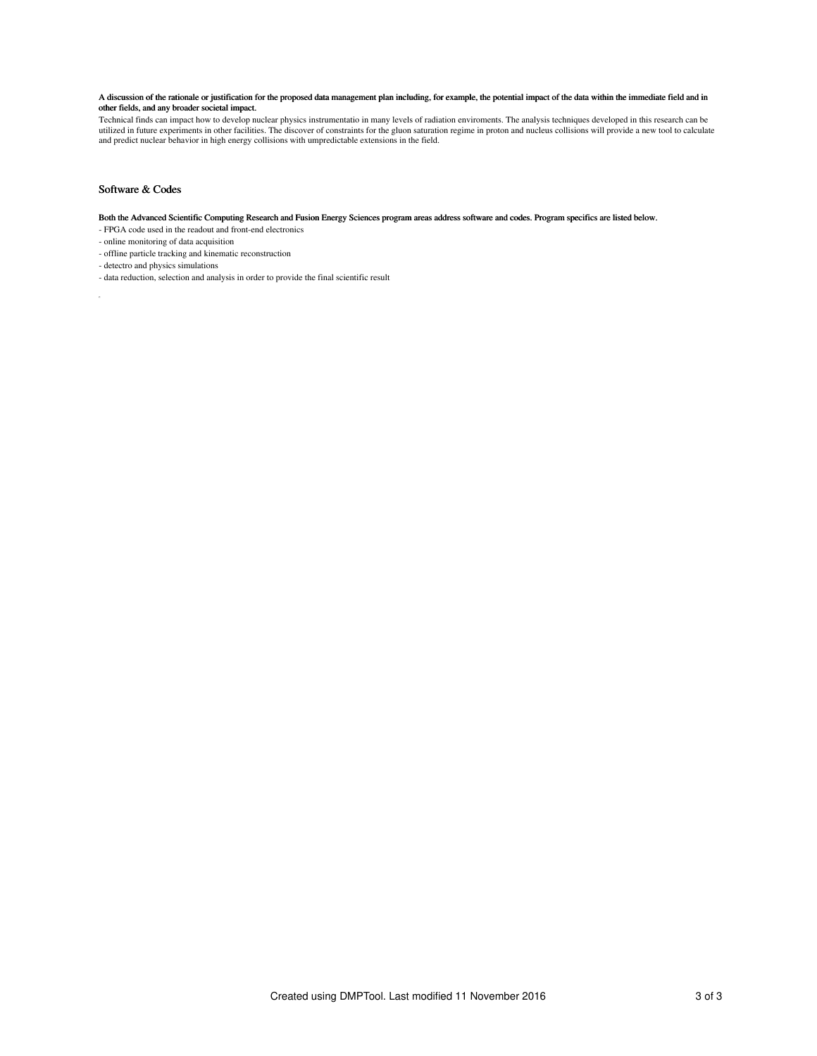**A discussion of the rationale or justification for the proposed data management plan including, for example, the potential impact of the data within the immediate field and in other fields, and any broader societal impact.**

Technical finds can impact how to develop nuclear physics instrumentatio in many levels of radiation enviroments. The analysis techniques developed in this research can be utilized in future experiments in other facilities. The discover of constraints for the gluon saturation regime in proton and nucleus collisions will provide a new tool to calculate and predict nuclear behavior in high energy collisions with umpredictable extensions in the field.

## Software & Codes

**Both the Advanced Scientific Computing Research and Fusion Energy Sciences program areas address software and codes. Program specifics are listed below.**

- FPGA code used in the readout and front-end electronics
- online monitoring of data acquisition
- offline particle tracking and kinematic reconstruction
- detectro and physics simulations
- data reduction, selection and analysis in order to provide the final scientific result